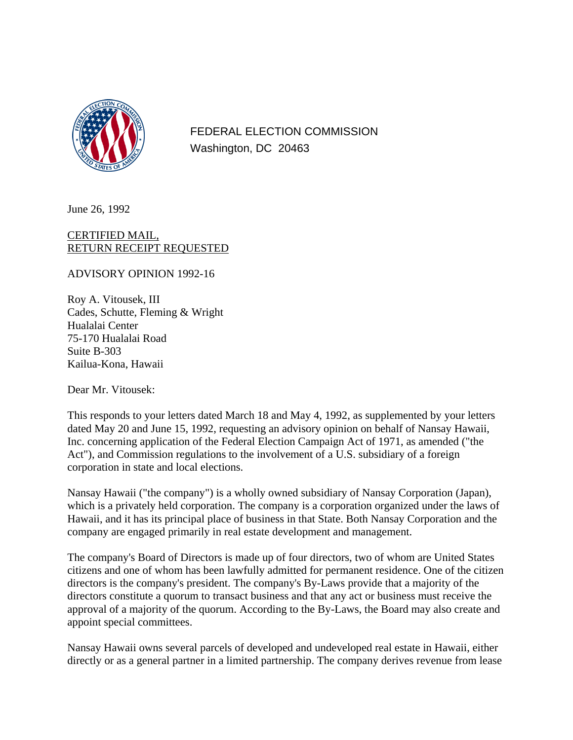FEDERAL ELECTION COMMISSION
Washington, DC 20463

June 26, 1992

CERTIFIED MAIL,
RETURN RECEIPT REQUESTED

ADVISORY OPINION 1992-16

Roy A. Vitousek, III
Cades, Schutte, Fleming & Wright
Hualalai Center
75-170 Hualalai Road
Suite B-303
Kailua-Kona, Hawaii

Dear Mr. Vitousek:

This responds to your letters dated March 18 and May 4, 1992, as supplemented by your letters dated May 20 and June 15, 1992, requesting an advisory opinion on behalf of Nansay Hawaii, Inc. concerning application of the Federal Election Campaign Act of 1971, as amended ("the Act"), and Commission regulations to the involvement of a U.S. subsidiary of a foreign corporation in state and local elections.

Nansay Hawaii ("the company") is a wholly owned subsidiary of Nansay Corporation (Japan), which is a privately held corporation. The company is a corporation organized under the laws of Hawaii, and it has its principal place of business in that State. Both Nansay Corporation and the company are engaged primarily in real estate development and management.

The company's Board of Directors is made up of four directors, two of whom are United States citizens and one of whom has been lawfully admitted for permanent residence. One of the citizen directors is the company's president. The company's By-Laws provide that a majority of the directors constitute a quorum to transact business and that any act or business must receive the approval of a majority of the quorum. According to the By-Laws, the Board may also create and appoint special committees.

Nansay Hawaii owns several parcels of developed and undeveloped real estate in Hawaii, either directly or as a general partner in a limited partnership. The company derives revenue from lease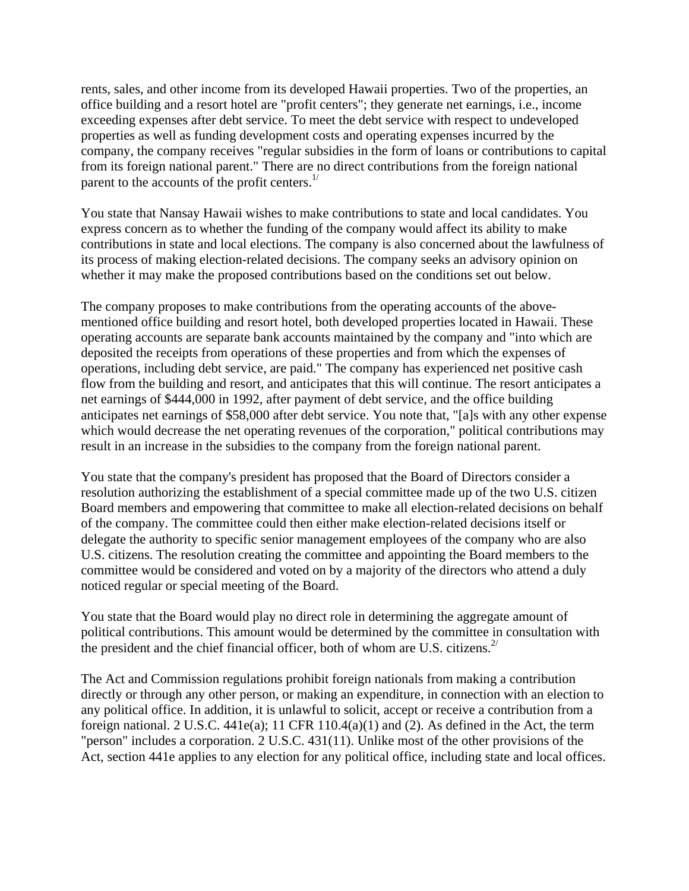rents, sales, and other income from its developed Hawaii properties. Two of the properties, an office building and a resort hotel are "profit centers"; they generate net earnings, i.e., income exceeding expenses after debt service. To meet the debt service with respect to undeveloped properties as well as funding development costs and operating expenses incurred by the company, the company receives "regular subsidies in the form of loans or contributions to capital from its foreign national parent." There are no direct contributions from the foreign national parent to the accounts of the profit centers.[1/]

You state that Nansay Hawaii wishes to make contributions to state and local candidates. You express concern as to whether the funding of the company would affect its ability to make contributions in state and local elections. The company is also concerned about the lawfulness of its process of making election-related decisions. The company seeks an advisory opinion on whether it may make the proposed contributions based on the conditions set out below.

The company proposes to make contributions from the operating accounts of the above-mentioned office building and resort hotel, both developed properties located in Hawaii. These operating accounts are separate bank accounts maintained by the company and "into which are deposited the receipts from operations of these properties and from which the expenses of operations, including debt service, are paid." The company has experienced net positive cash flow from the building and resort, and anticipates that this will continue. The resort anticipates a net earnings of $444,000 in 1992, after payment of debt service, and the office building anticipates net earnings of $58,000 after debt service. You note that, "[a]s with any other expense which would decrease the net operating revenues of the corporation," political contributions may result in an increase in the subsidies to the company from the foreign national parent.

You state that the company's president has proposed that the Board of Directors consider a resolution authorizing the establishment of a special committee made up of the two U.S. citizen Board members and empowering that committee to make all election-related decisions on behalf of the company. The committee could then either make election-related decisions itself or delegate the authority to specific senior management employees of the company who are also U.S. citizens. The resolution creating the committee and appointing the Board members to the committee would be considered and voted on by a majority of the directors who attend a duly noticed regular or special meeting of the Board.

You state that the Board would play no direct role in determining the aggregate amount of political contributions. This amount would be determined by the committee in consultation with the president and the chief financial officer, both of whom are U.S. citizens.[2/]

The Act and Commission regulations prohibit foreign nationals from making a contribution directly or through any other person, or making an expenditure, in connection with an election to any political office. In addition, it is unlawful to solicit, accept or receive a contribution from a foreign national. 2 U.S.C. 441e(a); 11 CFR 110.4(a)(1) and (2). As defined in the Act, the term "person" includes a corporation. 2 U.S.C. 431(11). Unlike most of the other provisions of the Act, section 441e applies to any election for any political office, including state and local offices.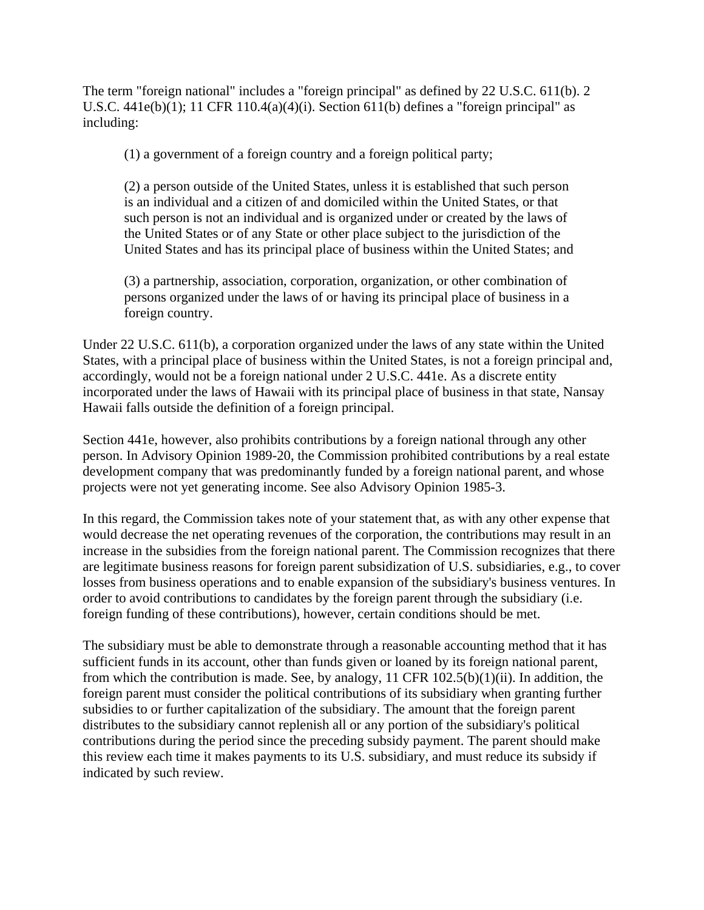The term "foreign national" includes a "foreign principal" as defined by 22 U.S.C. 611(b). 2 U.S.C. 441e(b)(1); 11 CFR 110.4(a)(4)(i). Section 611(b) defines a "foreign principal" as including:

> (1) a government of a foreign country and a foreign political party;
>
> (2) a person outside of the United States, unless it is established that such person is an individual and a citizen of and domiciled within the United States, or that such person is not an individual and is organized under or created by the laws of the United States or of any State or other place subject to the jurisdiction of the United States and has its principal place of business within the United States; and
>
> (3) a partnership, association, corporation, organization, or other combination of persons organized under the laws of or having its principal place of business in a foreign country.

Under 22 U.S.C. 611(b), a corporation organized under the laws of any state within the United States, with a principal place of business within the United States, is not a foreign principal and, accordingly, would not be a foreign national under 2 U.S.C. 441e. As a discrete entity incorporated under the laws of Hawaii with its principal place of business in that state, Nansay Hawaii falls outside the definition of a foreign principal.

Section 441e, however, also prohibits contributions by a foreign national through any other person. In Advisory Opinion 1989-20, the Commission prohibited contributions by a real estate development company that was predominantly funded by a foreign national parent, and whose projects were not yet generating income. See also Advisory Opinion 1985-3.

In this regard, the Commission takes note of your statement that, as with any other expense that would decrease the net operating revenues of the corporation, the contributions may result in an increase in the subsidies from the foreign national parent. The Commission recognizes that there are legitimate business reasons for foreign parent subsidization of U.S. subsidiaries, e.g., to cover losses from business operations and to enable expansion of the subsidiary's business ventures. In order to avoid contributions to candidates by the foreign parent through the subsidiary (i.e. foreign funding of these contributions), however, certain conditions should be met.

The subsidiary must be able to demonstrate through a reasonable accounting method that it has sufficient funds in its account, other than funds given or loaned by its foreign national parent, from which the contribution is made. See, by analogy, 11 CFR 102.5(b)(1)(ii). In addition, the foreign parent must consider the political contributions of its subsidiary when granting further subsidies to or further capitalization of the subsidiary. The amount that the foreign parent distributes to the subsidiary cannot replenish all or any portion of the subsidiary's political contributions during the period since the preceding subsidy payment. The parent should make this review each time it makes payments to its U.S. subsidiary, and must reduce its subsidy if indicated by such review.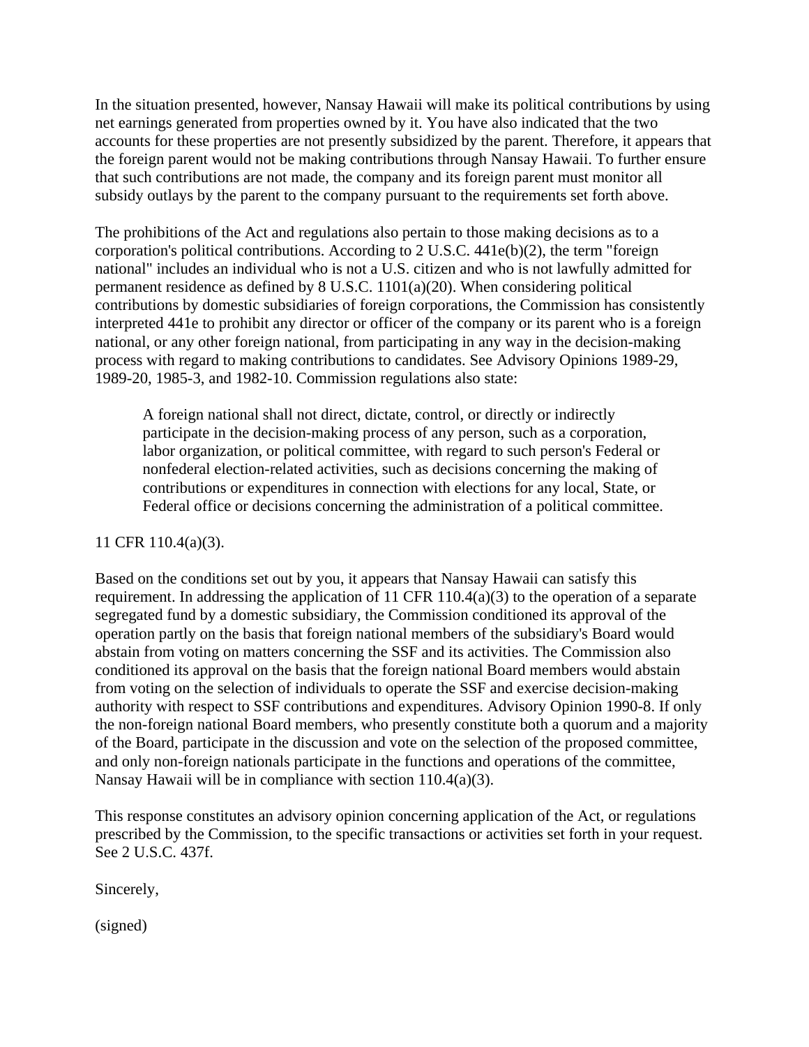In the situation presented, however, Nansay Hawaii will make its political contributions by using net earnings generated from properties owned by it. You have also indicated that the two accounts for these properties are not presently subsidized by the parent. Therefore, it appears that the foreign parent would not be making contributions through Nansay Hawaii. To further ensure that such contributions are not made, the company and its foreign parent must monitor all subsidy outlays by the parent to the company pursuant to the requirements set forth above.

The prohibitions of the Act and regulations also pertain to those making decisions as to a corporation's political contributions. According to 2 U.S.C. 441e(b)(2), the term "foreign national" includes an individual who is not a U.S. citizen and who is not lawfully admitted for permanent residence as defined by 8 U.S.C. 1101(a)(20). When considering political contributions by domestic subsidiaries of foreign corporations, the Commission has consistently interpreted 441e to prohibit any director or officer of the company or its parent who is a foreign national, or any other foreign national, from participating in any way in the decision-making process with regard to making contributions to candidates. See Advisory Opinions 1989-29, 1989-20, 1985-3, and 1982-10. Commission regulations also state:

> A foreign national shall not direct, dictate, control, or directly or indirectly participate in the decision-making process of any person, such as a corporation, labor organization, or political committee, with regard to such person's Federal or nonfederal election-related activities, such as decisions concerning the making of contributions or expenditures in connection with elections for any local, State, or Federal office or decisions concerning the administration of a political committee.

11 CFR 110.4(a)(3).

Based on the conditions set out by you, it appears that Nansay Hawaii can satisfy this requirement. In addressing the application of 11 CFR 110.4(a)(3) to the operation of a separate segregated fund by a domestic subsidiary, the Commission conditioned its approval of the operation partly on the basis that foreign national members of the subsidiary's Board would abstain from voting on matters concerning the SSF and its activities. The Commission also conditioned its approval on the basis that the foreign national Board members would abstain from voting on the selection of individuals to operate the SSF and exercise decision-making authority with respect to SSF contributions and expenditures. Advisory Opinion 1990-8. If only the non-foreign national Board members, who presently constitute both a quorum and a majority of the Board, participate in the discussion and vote on the selection of the proposed committee, and only non-foreign nationals participate in the functions and operations of the committee, Nansay Hawaii will be in compliance with section 110.4(a)(3).

This response constitutes an advisory opinion concerning application of the Act, or regulations prescribed by the Commission, to the specific transactions or activities set forth in your request. See 2 U.S.C. 437f.

Sincerely,

(signed)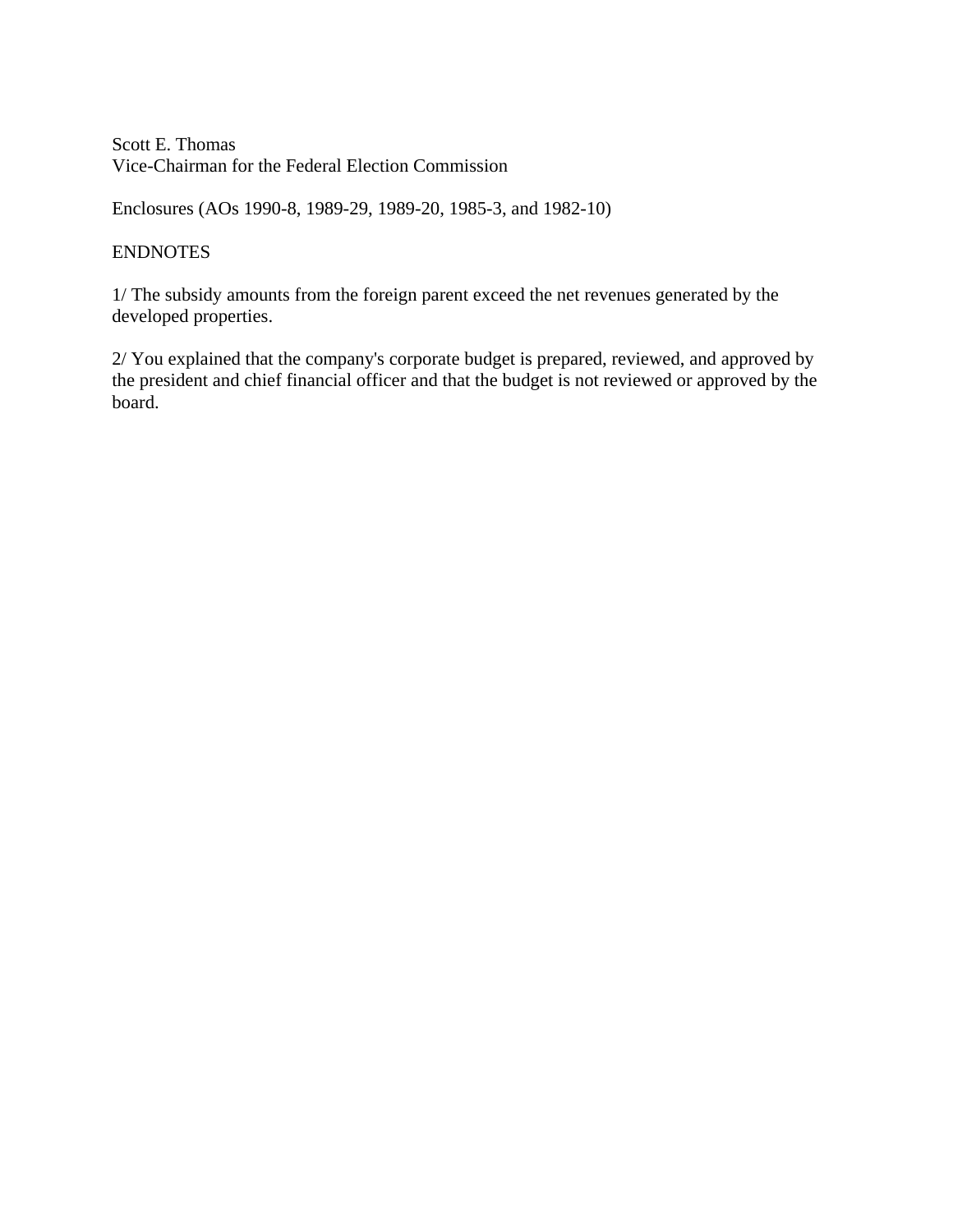Scott E. Thomas
Vice-Chairman for the Federal Election Commission

Enclosures (AOs 1990-8, 1989-29, 1989-20, 1985-3, and 1982-10)

ENDNOTES

1/ The subsidy amounts from the foreign parent exceed the net revenues generated by the developed properties.

2/ You explained that the company's corporate budget is prepared, reviewed, and approved by the president and chief financial officer and that the budget is not reviewed or approved by the board.